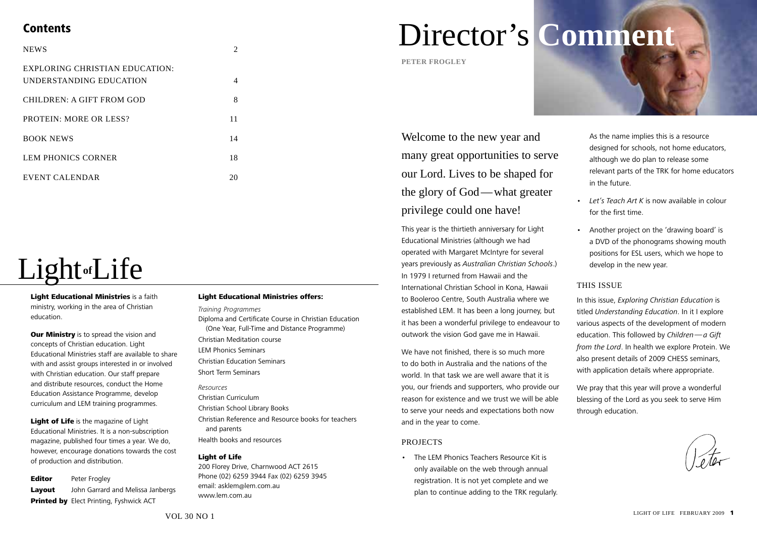## Contents

| | |
|---|---|
| NEWS | 2 |
| EXPLORING CHRISTIAN EDUCATION: UNDERSTANDING EDUCATION | 4 |
| CHILDREN: A GIFT FROM GOD | 8 |
| PROTEIN: MORE OR LESS? | 11 |
| BOOK NEWS | 14 |
| LEM PHONICS CORNER | 18 |
| EVENT CALENDAR | 20 |

# Light of Life

**Light Educational Ministries** is a faith ministry, working in the area of Christian education.

**Our Ministry** is to spread the vision and concepts of Christian education. Light Educational Ministries staff are available to share with and assist groups interested in or involved with Christian education. Our staff prepare and distribute resources, conduct the Home Education Assistance Programme, develop curriculum and LEM training programmes.

**Light of Life** is the magazine of Light Educational Ministries. It is a non-subscription magazine, published four times a year. We do, however, encourage donations towards the cost of production and distribution.

**Editor** Peter Frogley
**Layout** John Garrard and Melissa Janbergs
**Printed by** Elect Printing, Fyshwick ACT

### Light Educational Ministries offers:

*Training Programmes*
Diploma and Certificate Course in Christian Education (One Year, Full-Time and Distance Programme)
Christian Meditation course
LEM Phonics Seminars
Christian Education Seminars
Short Term Seminars

*Resources*
Christian Curriculum
Christian School Library Books
Christian Reference and Resource books for teachers and parents
Health books and resources

### Light of Life

200 Florey Drive, Charnwood ACT 2615
Phone (02) 6259 3944 Fax (02) 6259 3945
email: asklem@lem.com.au
www.lem.com.au

VOL 30 NO 1

# Director's Comment

**PETER FROGLEY**

Welcome to the new year and many great opportunities to serve our Lord. Lives to be shaped for the glory of God—what greater privilege could one have!

This year is the thirtieth anniversary for Light Educational Ministries (although we had operated with Margaret McIntyre for several years previously as *Australian Christian Schools*.) In 1979 I returned from Hawaii and the International Christian School in Kona, Hawaii to Booleroo Centre, South Australia where we established LEM. It has been a long journey, but it has been a wonderful privilege to endeavour to outwork the vision God gave me in Hawaii.

We have not finished, there is so much more to do both in Australia and the nations of the world. In that task we are well aware that it is you, our friends and supporters, who provide our reason for existence and we trust we will be able to serve your needs and expectations both now and in the year to come.

### PROJECTS

- The LEM Phonics Teachers Resource Kit is only available on the web through annual registration. It is not yet complete and we plan to continue adding to the TRK regularly. As the name implies this is a resource designed for schools, not home educators, although we do plan to release some relevant parts of the TRK for home educators in the future.
- *Let's Teach Art K* is now available in colour for the first time.
- Another project on the 'drawing board' is a DVD of the phonograms showing mouth positions for ESL users, which we hope to develop in the new year.

### THIS ISSUE

In this issue, *Exploring Christian Education* is titled *Understanding Education*. In it I explore various aspects of the development of modern education. This followed by *Children—a Gift from the Lord*. In health we explore Protein. We also present details of 2009 CHESS seminars, with application details where appropriate.

We pray that this year will prove a wonderful blessing of the Lord as you seek to serve Him through education.

Peter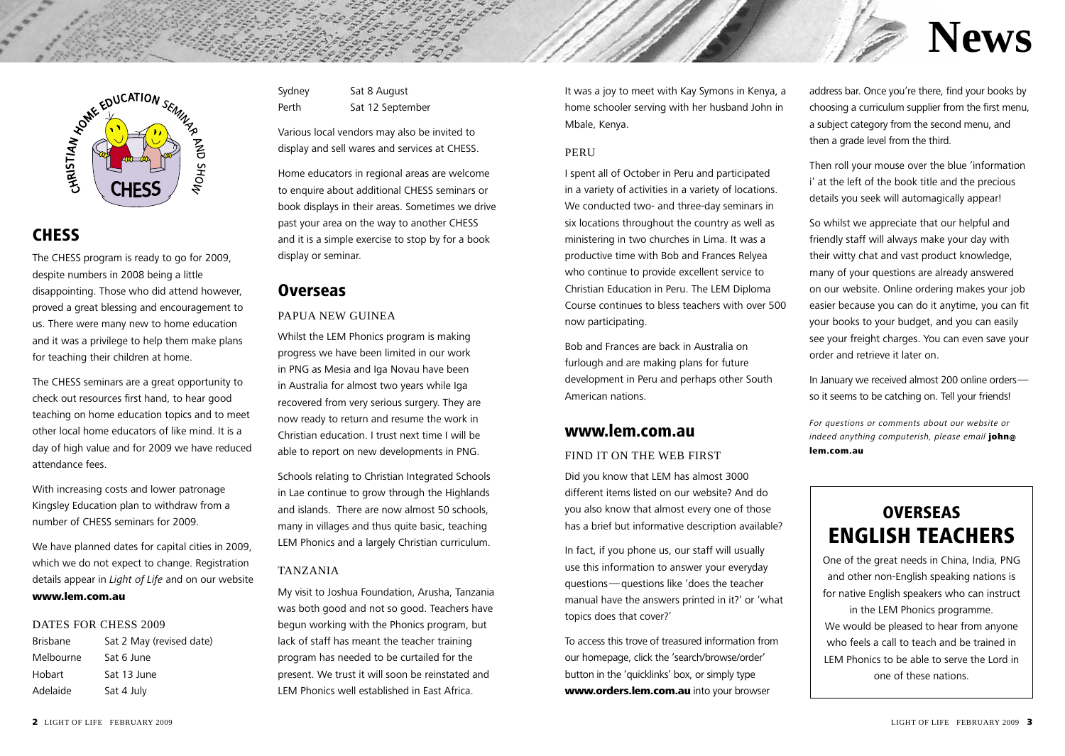# News

## CHESS

The CHESS program is ready to go for 2009, despite numbers in 2008 being a little disappointing. Those who did attend however, proved a great blessing and encouragement to us. There were many new to home education and it was a privilege to help them make plans for teaching their children at home.

The CHESS seminars are a great opportunity to check out resources first hand, to hear good teaching on home education topics and to meet other local home educators of like mind. It is a day of high value and for 2009 we have reduced attendance fees.

With increasing costs and lower patronage Kingsley Education plan to withdraw from a number of CHESS seminars for 2009.

We have planned dates for capital cities in 2009, which we do not expect to change. Registration details appear in *Light of Life* and on our website **www.lem.com.au**

### DATES FOR CHESS 2009

| | |
|---|---|
| Brisbane | Sat 2 May (revised date) |
| Melbourne | Sat 6 June |
| Hobart | Sat 13 June |
| Adelaide | Sat 4 July |
| Sydney | Sat 8 August |
| Perth | Sat 12 September |

Various local vendors may also be invited to display and sell wares and services at CHESS.

Home educators in regional areas are welcome to enquire about additional CHESS seminars or book displays in their areas. Sometimes we drive past your area on the way to another CHESS and it is a simple exercise to stop by for a book display or seminar.

## Overseas

### PAPUA NEW GUINEA

Whilst the LEM Phonics program is making progress we have been limited in our work in PNG as Mesia and Iga Novau have been in Australia for almost two years while Iga recovered from very serious surgery. They are now ready to return and resume the work in Christian education. I trust next time I will be able to report on new developments in PNG.

Schools relating to Christian Integrated Schools in Lae continue to grow through the Highlands and islands. There are now almost 50 schools, many in villages and thus quite basic, teaching LEM Phonics and a largely Christian curriculum.

### TANZANIA

My visit to Joshua Foundation, Arusha, Tanzania was both good and not so good. Teachers have begun working with the Phonics program, but lack of staff has meant the teacher training program has needed to be curtailed for the present. We trust it will soon be reinstated and LEM Phonics well established in East Africa.

It was a joy to meet with Kay Symons in Kenya, a home schooler serving with her husband John in Mbale, Kenya.

### PERU

I spent all of October in Peru and participated in a variety of activities in a variety of locations. We conducted two- and three-day seminars in six locations throughout the country as well as ministering in two churches in Lima. It was a productive time with Bob and Frances Relyea who continue to provide excellent service to Christian Education in Peru. The LEM Diploma Course continues to bless teachers with over 500 now participating.

Bob and Frances are back in Australia on furlough and are making plans for future development in Peru and perhaps other South American nations.

## www.lem.com.au

### FIND IT ON THE WEB FIRST

Did you know that LEM has almost 3000 different items listed on our website? And do you also know that almost every one of those has a brief but informative description available?

In fact, if you phone us, our staff will usually use this information to answer your everyday questions — questions like 'does the teacher manual have the answers printed in it?' or 'what topics does that cover?'

To access this trove of treasured information from our homepage, click the 'search/browse/order' button in the 'quicklinks' box, or simply type **www.orders.lem.com.au** into your browser address bar. Once you're there, find your books by choosing a curriculum supplier from the first menu, a subject category from the second menu, and then a grade level from the third.

Then roll your mouse over the blue 'information i' at the left of the book title and the precious details you seek will automagically appear!

So whilst we appreciate that our helpful and friendly staff will always make your day with their witty chat and vast product knowledge, many of your questions are already answered on our website. Online ordering makes your job easier because you can do it anytime, you can fit your books to your budget, and you can easily see your freight charges. You can even save your order and retrieve it later on.

In January we received almost 200 online orders — so it seems to be catching on. Tell your friends!

*For questions or comments about our website or indeed anything computerish, please email* **john@lem.com.au**

## OVERSEAS ENGLISH TEACHERS

One of the great needs in China, India, PNG and other non-English speaking nations is for native English speakers who can instruct in the LEM Phonics programme. We would be pleased to hear from anyone who feels a call to teach and be trained in LEM Phonics to be able to serve the Lord in one of these nations.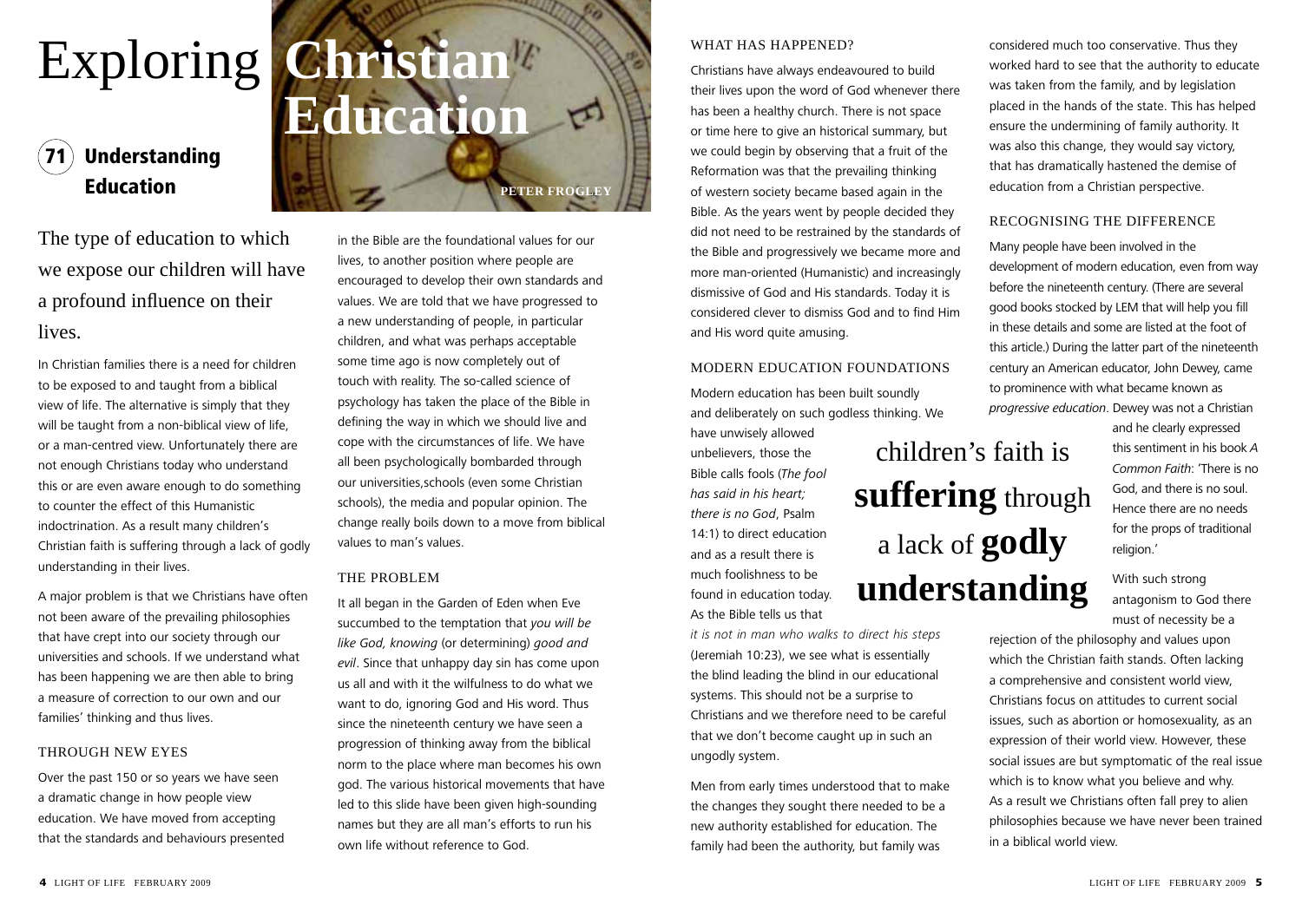# Exploring Christian Education

## 71 Understanding Education

**PETER FROGLEY**

The type of education to which we expose our children will have a profound influence on their lives.

In Christian families there is a need for children to be exposed to and taught from a biblical view of life. The alternative is simply that they will be taught from a non-biblical view of life, or a man-centred view. Unfortunately there are not enough Christians today who understand this or are even aware enough to do something to counter the effect of this Humanistic indoctrination. As a result many children's Christian faith is suffering through a lack of godly understanding in their lives.

A major problem is that we Christians have often not been aware of the prevailing philosophies that have crept into our society through our universities and schools. If we understand what has been happening we are then able to bring a measure of correction to our own and our families' thinking and thus lives.

### THROUGH NEW EYES

Over the past 150 or so years we have seen a dramatic change in how people view education. We have moved from accepting that the standards and behaviours presented in the Bible are the foundational values for our lives, to another position where people are encouraged to develop their own standards and values. We are told that we have progressed to a new understanding of people, in particular children, and what was perhaps acceptable some time ago is now completely out of touch with reality. The so-called science of psychology has taken the place of the Bible in defining the way in which we should live and cope with the circumstances of life. We have all been psychologically bombarded through our universities, schools (even some Christian schools), the media and popular opinion. The change really boils down to a move from biblical values to man's values.

### THE PROBLEM

It all began in the Garden of Eden when Eve succumbed to the temptation that *you will be like God, knowing* (or determining) *good and evil*. Since that unhappy day sin has come upon us all and with it the wilfulness to do what we want to do, ignoring God and His word. Thus since the nineteenth century we have seen a progression of thinking away from the biblical norm to the place where man becomes his own god. The various historical movements that have led to this slide have been given high-sounding names but they are all man's efforts to run his own life without reference to God.

### WHAT HAS HAPPENED?

Christians have always endeavoured to build their lives upon the word of God whenever there has been a healthy church. There is not space or time here to give an historical summary, but we could begin by observing that a fruit of the Reformation was that the prevailing thinking of western society became based again in the Bible. As the years went by people decided they did not need to be restrained by the standards of the Bible and progressively we became more and more man-oriented (Humanistic) and increasingly dismissive of God and His standards. Today it is considered clever to dismiss God and to find Him and His word quite amusing.

### MODERN EDUCATION FOUNDATIONS

Modern education has been built soundly and deliberately on such godless thinking. We have unwisely allowed unbelievers, those the Bible calls fools (*The fool has said in his heart; there is no God*, Psalm 14:1) to direct education and as a result there is much foolishness to be found in education today. As the Bible tells us that *it is not in man who walks to direct his steps* (Jeremiah 10:23), we see what is essentially the blind leading the blind in our educational systems. This should not be a surprise to Christians and we therefore need to be careful that we don't become caught up in such an ungodly system.

> children's faith is **suffering** through a lack of **godly understanding**

Men from early times understood that to make the changes they sought there needed to be a new authority established for education. The family had been the authority, but family was considered much too conservative. Thus they worked hard to see that the authority to educate was taken from the family, and by legislation placed in the hands of the state. This has helped ensure the undermining of family authority. It was also this change, they would say victory, that has dramatically hastened the demise of education from a Christian perspective.

### RECOGNISING THE DIFFERENCE

Many people have been involved in the development of modern education, even from way before the nineteenth century. (There are several good books stocked by LEM that will help you fill in these details and some are listed at the foot of this article.) During the latter part of the nineteenth century an American educator, John Dewey, came to prominence with what became known as *progressive education*. Dewey was not a Christian and he clearly expressed this sentiment in his book *A Common Faith*: 'There is no God, and there is no soul. Hence there are no needs for the props of traditional religion.'

With such strong antagonism to God there must of necessity be a rejection of the philosophy and values upon which the Christian faith stands. Often lacking a comprehensive and consistent world view, Christians focus on attitudes to current social issues, such as abortion or homosexuality, as an expression of their world view. However, these social issues are but symptomatic of the real issue which is to know what you believe and why. As a result we Christians often fall prey to alien philosophies because we have never been trained in a biblical world view.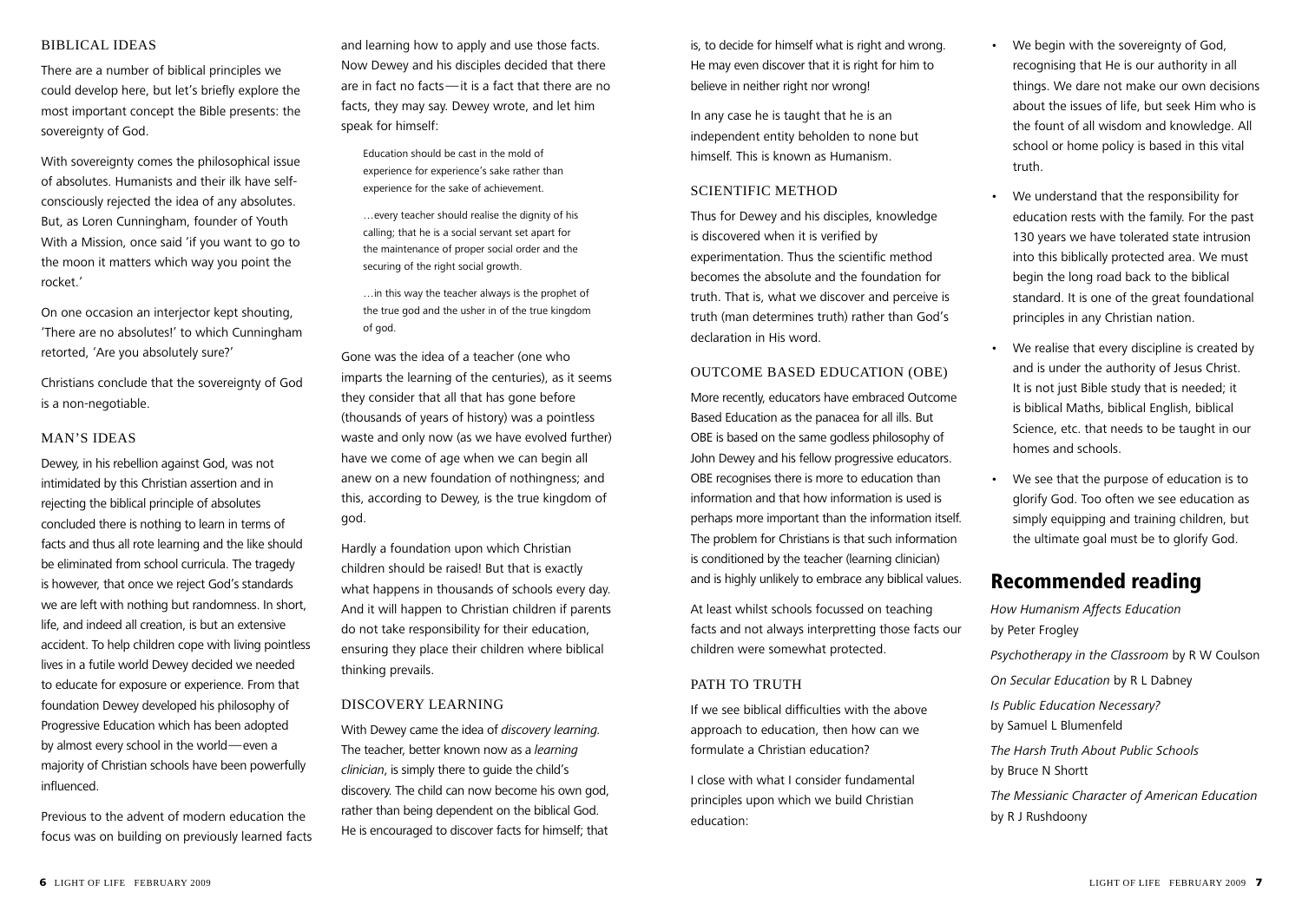## BIBLICAL IDEAS

There are a number of biblical principles we could develop here, but let's briefly explore the most important concept the Bible presents: the sovereignty of God.

With sovereignty comes the philosophical issue of absolutes. Humanists and their ilk have self-consciously rejected the idea of any absolutes. But, as Loren Cunningham, founder of Youth With a Mission, once said 'if you want to go to the moon it matters which way you point the rocket.'

On one occasion an interjector kept shouting, 'There are no absolutes!' to which Cunningham retorted, 'Are you absolutely sure?'

Christians conclude that the sovereignty of God is a non-negotiable.

## MAN'S IDEAS

Dewey, in his rebellion against God, was not intimidated by this Christian assertion and in rejecting the biblical principle of absolutes concluded there is nothing to learn in terms of facts and thus all rote learning and the like should be eliminated from school curricula. The tragedy is however, that once we reject God's standards we are left with nothing but randomness. In short, life, and indeed all creation, is but an extensive accident. To help children cope with living pointless lives in a futile world Dewey decided we needed to educate for exposure or experience. From that foundation Dewey developed his philosophy of Progressive Education which has been adopted by almost every school in the world—even a majority of Christian schools have been powerfully influenced.

Previous to the advent of modern education the focus was on building on previously learned facts and learning how to apply and use those facts. Now Dewey and his disciples decided that there are in fact no facts—it is a fact that there are no facts, they may say. Dewey wrote, and let him speak for himself:

> Education should be cast in the mold of experience for experience's sake rather than experience for the sake of achievement.
>
> …every teacher should realise the dignity of his calling; that he is a social servant set apart for the maintenance of proper social order and the securing of the right social growth.
>
> …in this way the teacher always is the prophet of the true god and the usher in of the true kingdom of god.

Gone was the idea of a teacher (one who imparts the learning of the centuries), as it seems they consider that all that has gone before (thousands of years of history) was a pointless waste and only now (as we have evolved further) have we come of age when we can begin all anew on a new foundation of nothingness; and this, according to Dewey, is the true kingdom of god.

Hardly a foundation upon which Christian children should be raised! But that is exactly what happens in thousands of schools every day. And it will happen to Christian children if parents do not take responsibility for their education, ensuring they place their children where biblical thinking prevails.

## DISCOVERY LEARNING

With Dewey came the idea of *discovery learning*. The teacher, better known now as a *learning clinician*, is simply there to guide the child's discovery. The child can now become his own god, rather than being dependent on the biblical God. He is encouraged to discover facts for himself; that is, to decide for himself what is right and wrong. He may even discover that it is right for him to believe in neither right nor wrong!

In any case he is taught that he is an independent entity beholden to none but himself. This is known as Humanism.

## SCIENTIFIC METHOD

Thus for Dewey and his disciples, knowledge is discovered when it is verified by experimentation. Thus the scientific method becomes the absolute and the foundation for truth. That is, what we discover and perceive is truth (man determines truth) rather than God's declaration in His word.

## OUTCOME BASED EDUCATION (OBE)

More recently, educators have embraced Outcome Based Education as the panacea for all ills. But OBE is based on the same godless philosophy of John Dewey and his fellow progressive educators. OBE recognises there is more to education than information and that how information is used is perhaps more important than the information itself. The problem for Christians is that such information is conditioned by the teacher (learning clinician) and is highly unlikely to embrace any biblical values.

At least whilst schools focussed on teaching facts and not always interpretting those facts our children were somewhat protected.

## PATH TO TRUTH

If we see biblical difficulties with the above approach to education, then how can we formulate a Christian education?

I close with what I consider fundamental principles upon which we build Christian education:

- We begin with the sovereignty of God, recognising that He is our authority in all things. We dare not make our own decisions about the issues of life, but seek Him who is the fount of all wisdom and knowledge. All school or home policy is based in this vital truth.
- We understand that the responsibility for education rests with the family. For the past 130 years we have tolerated state intrusion into this biblically protected area. We must begin the long road back to the biblical standard. It is one of the great foundational principles in any Christian nation.
- We realise that every discipline is created by and is under the authority of Jesus Christ. It is not just Bible study that is needed; it is biblical Maths, biblical English, biblical Science, etc. that needs to be taught in our homes and schools.
- We see that the purpose of education is to glorify God. Too often we see education as simply equipping and training children, but the ultimate goal must be to glorify God.

## Recommended reading

*How Humanism Affects Education* by Peter Frogley

*Psychotherapy in the Classroom* by R W Coulson

*On Secular Education* by R L Dabney

*Is Public Education Necessary?* by Samuel L Blumenfeld

*The Harsh Truth About Public Schools* by Bruce N Shortt

*The Messianic Character of American Education* by R J Rushdoony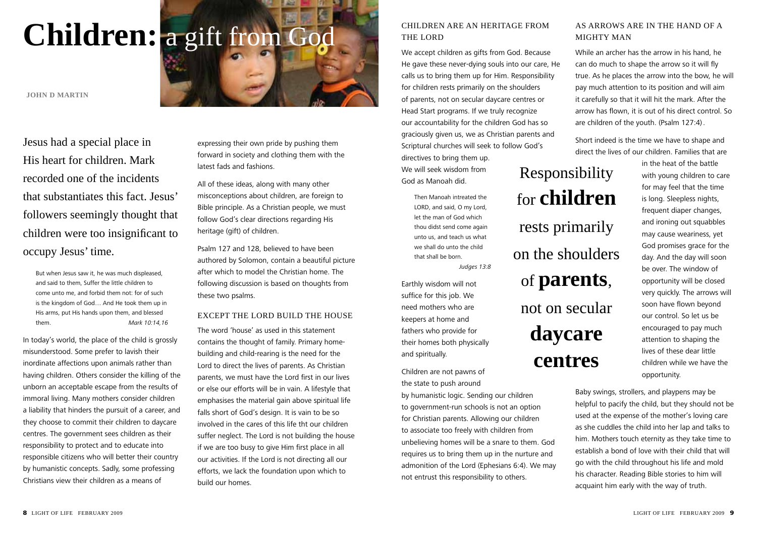# Children: a gift from God

**JOHN D MARTIN**

Jesus had a special place in His heart for children. Mark recorded one of the incidents that substantiates this fact. Jesus' followers seemingly thought that children were too insignificant to occupy Jesus' time.

> But when Jesus saw it, he was much displeased, and said to them, Suffer the little children to come unto me, and forbid them not: for of such is the kingdom of God… And He took them up in His arms, put His hands upon them, and blessed them. *Mark 10:14,16*

In today's world, the place of the child is grossly misunderstood. Some prefer to lavish their inordinate affections upon animals rather than having children. Others consider the killing of the unborn an acceptable escape from the results of immoral living. Many mothers consider children a liability that hinders the pursuit of a career, and they choose to commit their children to daycare centres. The government sees children as their responsibility to protect and to educate into responsible citizens who will better their country by humanistic concepts. Sadly, some professing Christians view their children as a means of expressing their own pride by pushing them forward in society and clothing them with the latest fads and fashions.

All of these ideas, along with many other misconceptions about children, are foreign to Bible principle. As a Christian people, we must follow God's clear directions regarding His heritage (gift) of children.

Psalm 127 and 128, believed to have been authored by Solomon, contain a beautiful picture after which to model the Christian home. The following discussion is based on thoughts from these two psalms.

## EXCEPT THE LORD BUILD THE HOUSE

The word 'house' as used in this statement contains the thought of family. Primary home-building and child-rearing is the need for the Lord to direct the lives of parents. As Christian parents, we must have the Lord first in our lives or else our efforts will be in vain. A lifestyle that emphasises the material gain above spiritual life falls short of God's design. It is vain to be so involved in the cares of this life tht our children suffer neglect. The Lord is not building the house if we are too busy to give Him first place in all our activities. If the Lord is not directing all our efforts, we lack the foundation upon which to build our homes.

## CHILDREN ARE AN HERITAGE FROM THE LORD

We accept children as gifts from God. Because He gave these never-dying souls into our care, He calls us to bring them up for Him. Responsibility for children rests primarily on the shoulders of parents, not on secular daycare centres or Head Start programs. If we truly recognize our accountability for the children God has so graciously given us, we as Christian parents and Scriptural churches will seek to follow God's directives to bring them up. We will seek wisdom from God as Manoah did.

> Then Manoah intreated the LORD, and said, O my Lord, let the man of God which thou didst send come again unto us, and teach us what we shall do unto the child that shall be born. *Judges 13:8*

Earthly wisdom will not suffice for this job. We need mothers who are keepers at home and fathers who provide for their homes both physically and spiritually.

> Responsibility for **children** rests primarily on the shoulders of **parents**, not on secular **daycare centres**

Children are not pawns of the state to push around by humanistic logic. Sending our children to government-run schools is not an option for Christian parents. Allowing our children to associate too freely with children from unbelieving homes will be a snare to them. God requires us to bring them up in the nurture and admonition of the Lord (Ephesians 6:4). We may not entrust this responsibility to others.

## AS ARROWS ARE IN THE HAND OF A MIGHTY MAN

While an archer has the arrow in his hand, he can do much to shape the arrow so it will fly true. As he places the arrow into the bow, he will pay much attention to its position and will aim it carefully so that it will hit the mark. After the arrow has flown, it is out of his direct control. So are children of the youth. (Psalm 127:4).

Short indeed is the time we have to shape and direct the lives of our children. Families that are in the heat of the battle with young children to care for may feel that the time is long. Sleepless nights, frequent diaper changes, and ironing out squabbles may cause weariness, yet God promises grace for the day. And the day will soon be over. The window of opportunity will be closed very quickly. The arrows will soon have flown beyond our control. So let us be encouraged to pay much attention to shaping the lives of these dear little children while we have the opportunity.

Baby swings, strollers, and playpens may be helpful to pacify the child, but they should not be used at the expense of the mother's loving care as she cuddles the child into her lap and talks to him. Mothers touch eternity as they take time to establish a bond of love with their child that will go with the child throughout his life and mold his character. Reading Bible stories to him will acquaint him early with the way of truth.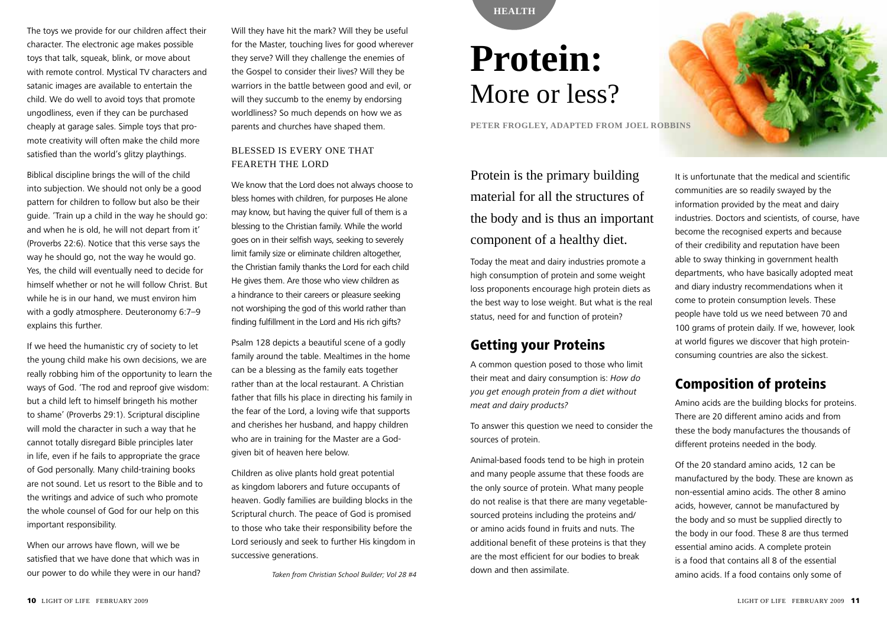The toys we provide for our children affect their character. The electronic age makes possible toys that talk, squeak, blink, or move about with remote control. Mystical TV characters and satanic images are available to entertain the child. We do well to avoid toys that promote ungodliness, even if they can be purchased cheaply at garage sales. Simple toys that promote creativity will often make the child more satisfied than the world's glitzy playthings.

Biblical discipline brings the will of the child into subjection. We should not only be a good pattern for children to follow but also be their guide. 'Train up a child in the way he should go: and when he is old, he will not depart from it' (Proverbs 22:6). Notice that this verse says the way he should go, not the way he would go. Yes, the child will eventually need to decide for himself whether or not he will follow Christ. But while he is in our hand, we must environ him with a godly atmosphere. Deuteronomy 6:7–9 explains this further.

If we heed the humanistic cry of society to let the young child make his own decisions, we are really robbing him of the opportunity to learn the ways of God. 'The rod and reproof give wisdom: but a child left to himself bringeth his mother to shame' (Proverbs 29:1). Scriptural discipline will mold the character in such a way that he cannot totally disregard Bible principles later in life, even if he fails to appropriate the grace of God personally. Many child-training books are not sound. Let us resort to the Bible and to the writings and advice of such who promote the whole counsel of God for our help on this important responsibility.

When our arrows have flown, will we be satisfied that we have done that which was in our power to do while they were in our hand? Will they have hit the mark? Will they be useful for the Master, touching lives for good wherever they serve? Will they challenge the enemies of the Gospel to consider their lives? Will they be warriors in the battle between good and evil, or will they succumb to the enemy by endorsing worldliness? So much depends on how we as parents and churches have shaped them.

### BLESSED IS EVERY ONE THAT FEARETH THE LORD

We know that the Lord does not always choose to bless homes with children, for purposes He alone may know, but having the quiver full of them is a blessing to the Christian family. While the world goes on in their selfish ways, seeking to severely limit family size or eliminate children altogether, the Christian family thanks the Lord for each child He gives them. Are those who view children as a hindrance to their careers or pleasure seeking not worshiping the god of this world rather than finding fulfillment in the Lord and His rich gifts?

Psalm 128 depicts a beautiful scene of a godly family around the table. Mealtimes in the home can be a blessing as the family eats together rather than at the local restaurant. A Christian father that fills his place in directing his family in the fear of the Lord, a loving wife that supports and cherishes her husband, and happy children who are in training for the Master are a God-given bit of heaven here below.

Children as olive plants hold great potential as kingdom laborers and future occupants of heaven. Godly families are building blocks in the Scriptural church. The peace of God is promised to those who take their responsibility before the Lord seriously and seek to further His kingdom in successive generations.

*Taken from Christian School Builder; Vol 28 #4*

HEALTH

# Protein: More or less?

PETER FROGLEY, ADAPTED FROM JOEL ROBBINS

Protein is the primary building material for all the structures of the body and is thus an important component of a healthy diet.

Today the meat and dairy industries promote a high consumption of protein and some weight loss proponents encourage high protein diets as the best way to lose weight. But what is the real status, need for and function of protein?

## Getting your Proteins

A common question posed to those who limit their meat and dairy consumption is: *How do you get enough protein from a diet without meat and dairy products?*

To answer this question we need to consider the sources of protein.

Animal-based foods tend to be high in protein and many people assume that these foods are the only source of protein. What many people do not realise is that there are many vegetable-sourced proteins including the proteins and/or amino acids found in fruits and nuts. The additional benefit of these proteins is that they are the most efficient for our bodies to break down and then assimilate.

It is unfortunate that the medical and scientific communities are so readily swayed by the information provided by the meat and dairy industries. Doctors and scientists, of course, have become the recognised experts and because of their credibility and reputation have been able to sway thinking in government health departments, who have basically adopted meat and diary industry recommendations when it come to protein consumption levels. These people have told us we need between 70 and 100 grams of protein daily. If we, however, look at world figures we discover that high protein-consuming countries are also the sickest.

## Composition of proteins

Amino acids are the building blocks for proteins. There are 20 different amino acids and from these the body manufactures the thousands of different proteins needed in the body.

Of the 20 standard amino acids, 12 can be manufactured by the body. These are known as non-essential amino acids. The other 8 amino acids, however, cannot be manufactured by the body and so must be supplied directly to the body in our food. These 8 are thus termed essential amino acids. A complete protein is a food that contains all 8 of the essential amino acids. If a food contains only some of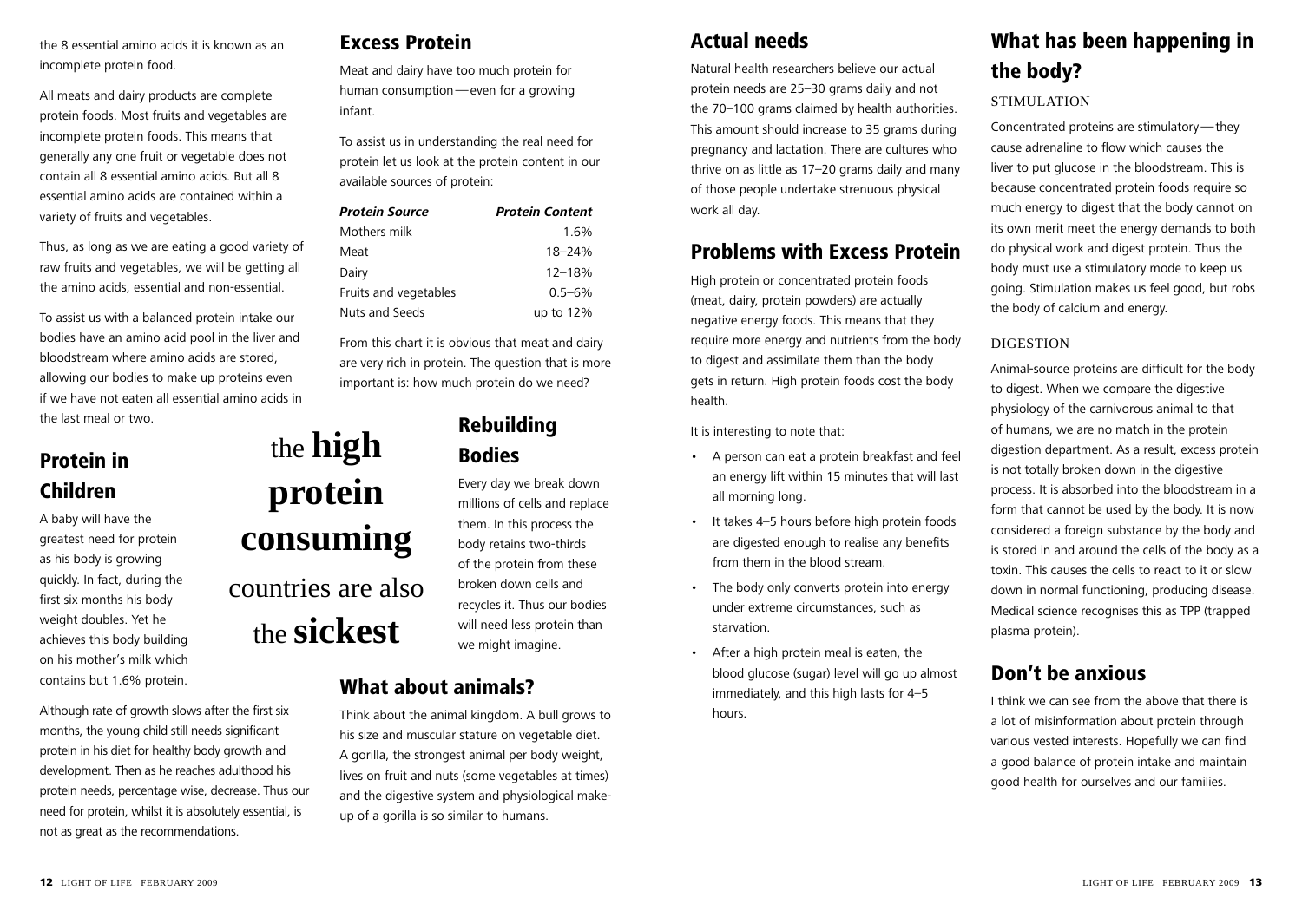the 8 essential amino acids it is known as an incomplete protein food.

All meats and dairy products are complete protein foods. Most fruits and vegetables are incomplete protein foods. This means that generally any one fruit or vegetable does not contain all 8 essential amino acids. But all 8 essential amino acids are contained within a variety of fruits and vegetables.

Thus, as long as we are eating a good variety of raw fruits and vegetables, we will be getting all the amino acids, essential and non-essential.

To assist us with a balanced protein intake our bodies have an amino acid pool in the liver and bloodstream where amino acids are stored, allowing our bodies to make up proteins even if we have not eaten all essential amino acids in the last meal or two.

## Protein in Children

A baby will have the greatest need for protein as his body is growing quickly. In fact, during the first six months his body weight doubles. Yet he achieves this body building on his mother's milk which contains but 1.6% protein.

Although rate of growth slows after the first six months, the young child still needs significant protein in his diet for healthy body growth and development. Then as he reaches adulthood his protein needs, percentage wise, decrease. Thus our need for protein, whilst it is absolutely essential, is not as great as the recommendations.

**the high protein consuming countries are also the sickest**

## Excess Protein

Meat and dairy have too much protein for human consumption — even for a growing infant.

To assist us in understanding the real need for protein let us look at the protein content in our available sources of protein:

| *Protein Source* | *Protein Content* |
|---|---|
| Mothers milk | 1.6% |
| Meat | 18–24% |
| Dairy | 12–18% |
| Fruits and vegetables | 0.5–6% |
| Nuts and Seeds | up to 12% |

From this chart it is obvious that meat and dairy are very rich in protein. The question that is more important is: how much protein do we need?

## Rebuilding Bodies

Every day we break down millions of cells and replace them. In this process the body retains two-thirds of the protein from these broken down cells and recycles it. Thus our bodies will need less protein than we might imagine.

## What about animals?

Think about the animal kingdom. A bull grows to his size and muscular stature on vegetable diet. A gorilla, the strongest animal per body weight, lives on fruit and nuts (some vegetables at times) and the digestive system and physiological make-up of a gorilla is so similar to humans.

## Actual needs

Natural health researchers believe our actual protein needs are 25–30 grams daily and not the 70–100 grams claimed by health authorities. This amount should increase to 35 grams during pregnancy and lactation. There are cultures who thrive on as little as 17–20 grams daily and many of those people undertake strenuous physical work all day.

## Problems with Excess Protein

High protein or concentrated protein foods (meat, dairy, protein powders) are actually negative energy foods. This means that they require more energy and nutrients from the body to digest and assimilate them than the body gets in return. High protein foods cost the body health.

It is interesting to note that:

- A person can eat a protein breakfast and feel an energy lift within 15 minutes that will last all morning long.
- It takes 4–5 hours before high protein foods are digested enough to realise any benefits from them in the blood stream.
- The body only converts protein into energy under extreme circumstances, such as starvation.
- After a high protein meal is eaten, the blood glucose (sugar) level will go up almost immediately, and this high lasts for 4–5 hours.

## What has been happening in the body?

### STIMULATION

Concentrated proteins are stimulatory — they cause adrenaline to flow which causes the liver to put glucose in the bloodstream. This is because concentrated protein foods require so much energy to digest that the body cannot on its own merit meet the energy demands to both do physical work and digest protein. Thus the body must use a stimulatory mode to keep us going. Stimulation makes us feel good, but robs the body of calcium and energy.

### DIGESTION

Animal-source proteins are difficult for the body to digest. When we compare the digestive physiology of the carnivorous animal to that of humans, we are no match in the protein digestion department. As a result, excess protein is not totally broken down in the digestive process. It is absorbed into the bloodstream in a form that cannot be used by the body. It is now considered a foreign substance by the body and is stored in and around the cells of the body as a toxin. This causes the cells to react to it or slow down in normal functioning, producing disease. Medical science recognises this as TPP (trapped plasma protein).

## Don't be anxious

I think we can see from the above that there is a lot of misinformation about protein through various vested interests. Hopefully we can find a good balance of protein intake and maintain good health for ourselves and our families.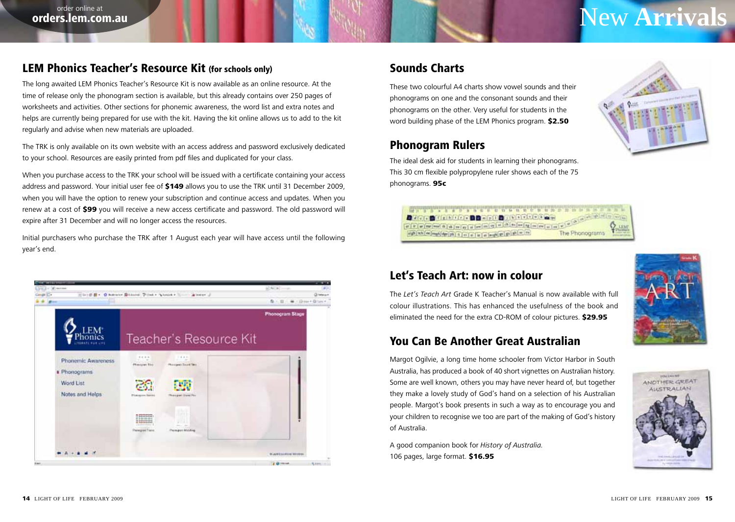order online at **orders.lem.com.au**

# New Arrivals

## LEM Phonics Teacher's Resource Kit (for schools only)

The long awaited LEM Phonics Teacher's Resource Kit is now available as an online resource. At the time of release only the phonogram section is available, but this already contains over 250 pages of worksheets and activities. Other sections for phonemic awareness, the word list and extra notes and helps are currently being prepared for use with the kit. Having the kit online allows us to add to the kit regularly and advise when new materials are uploaded.

The TRK is only available on its own website with an access address and password exclusively dedicated to your school. Resources are easily printed from pdf files and duplicated for your class.

When you purchase access to the TRK your school will be issued with a certificate containing your access address and password. Your initial user fee of **$149** allows you to use the TRK until 31 December 2009, when you will have the option to renew your subscription and continue access and updates. When you renew at a cost of **$99** you will receive a new access certificate and password. The old password will expire after 31 December and will no longer access the resources.

Initial purchasers who purchase the TRK after 1 August each year will have access until the following year's end.

## Sounds Charts

These two colourful A4 charts show vowel sounds and their phonograms on one and the consonant sounds and their phonograms on the other. Very useful for students in the word building phase of the LEM Phonics program. **$2.50**

## Phonogram Rulers

The ideal desk aid for students in learning their phonograms. This 30 cm flexible polypropylene ruler shows each of the 75 phonograms. **95c**

## Let's Teach Art: now in colour

The *Let's Teach Art* Grade K Teacher's Manual is now available with full colour illustrations. This has enhanced the usefulness of the book and eliminated the need for the extra CD-ROM of colour pictures. **$29.95**

## You Can Be Another Great Australian

Margot Ogilvie, a long time home schooler from Victor Harbor in South Australia, has produced a book of 40 short vignettes on Australian history. Some are well known, others you may have never heard of, but together they make a lovely study of God's hand on a selection of his Australian people. Margot's book presents in such a way as to encourage you and your children to recognise we too are part of the making of God's history of Australia.

A good companion book for *History of Australia.*
106 pages, large format. **$16.95**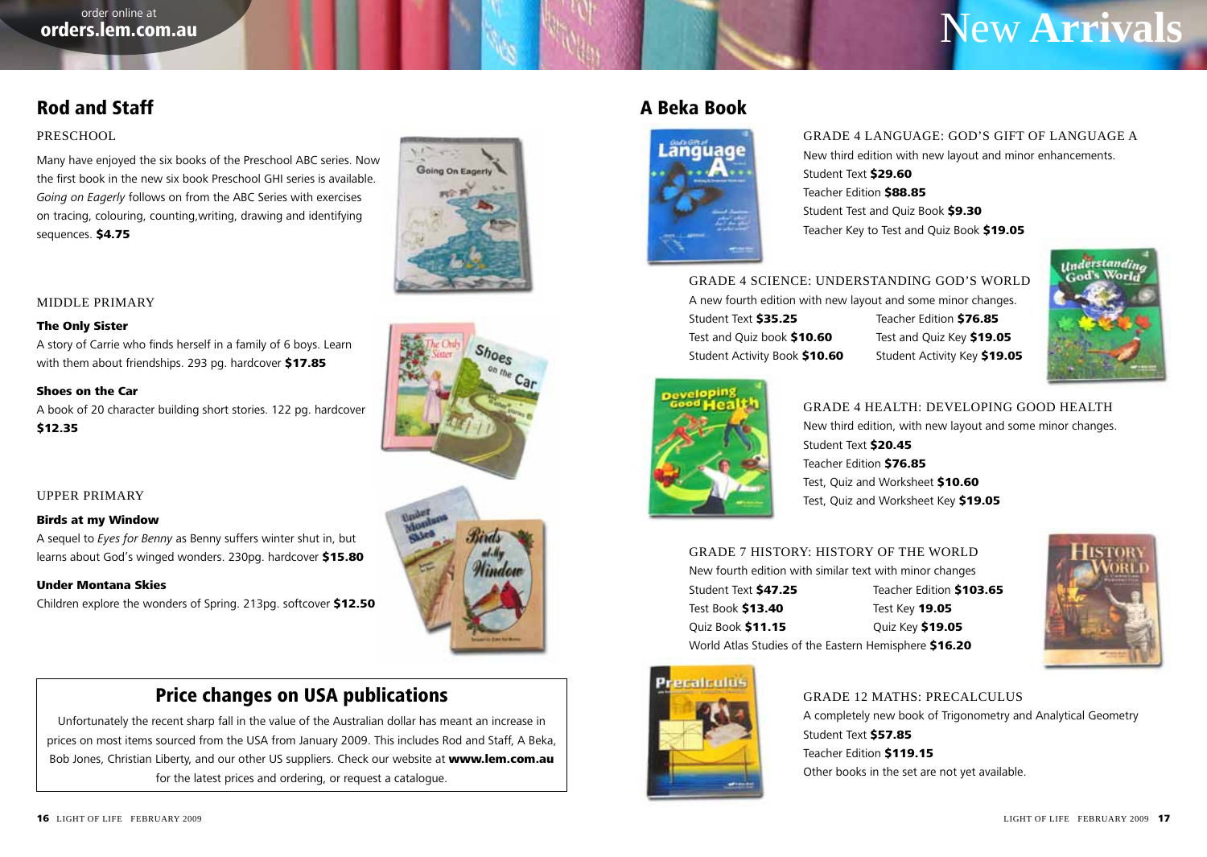order online at
**orders.lem.com.au**

# New Arrivals

## Rod and Staff

### PRESCHOOL

Many have enjoyed the six books of the Preschool ABC series. Now the first book in the new six book Preschool GHI series is available. *Going on Eagerly* follows on from the ABC Series with exercises on tracing, colouring, counting,writing, drawing and identifying sequences. **$4.75**

### MIDDLE PRIMARY

**The Only Sister**
A story of Carrie who finds herself in a family of 6 boys. Learn with them about friendships. 293 pg. hardcover **$17.85**

**Shoes on the Car**
A book of 20 character building short stories. 122 pg. hardcover **$12.35**

### UPPER PRIMARY

**Birds at my Window**
A sequel to *Eyes for Benny* as Benny suffers winter shut in, but learns about God's winged wonders. 230pg. hardcover **$15.80**

**Under Montana Skies**
Children explore the wonders of Spring. 213pg. softcover **$12.50**

## Price changes on USA publications

Unfortunately the recent sharp fall in the value of the Australian dollar has meant an increase in prices on most items sourced from the USA from January 2009. This includes Rod and Staff, A Beka, Bob Jones, Christian Liberty, and our other US suppliers. Check our website at **www.lem.com.au** for the latest prices and ordering, or request a catalogue.

## A Beka Book

### GRADE 4 LANGUAGE: GOD'S GIFT OF LANGUAGE A

New third edition with new layout and minor enhancements.
Student Text **$29.60**
Teacher Edition **$88.85**
Student Test and Quiz Book **$9.30**
Teacher Key to Test and Quiz Book **$19.05**

### GRADE 4 SCIENCE: UNDERSTANDING GOD'S WORLD

A new fourth edition with new layout and some minor changes.
Student Text **$35.25**
Teacher Edition **$76.85**
Test and Quiz book **$10.60**
Test and Quiz Key **$19.05**
Student Activity Book **$10.60**
Student Activity Key **$19.05**

### GRADE 4 HEALTH: DEVELOPING GOOD HEALTH

New third edition, with new layout and some minor changes.
Student Text **$20.45**
Teacher Edition **$76.85**
Test, Quiz and Worksheet **$10.60**
Test, Quiz and Worksheet Key **$19.05**

### GRADE 7 HISTORY: HISTORY OF THE WORLD

New fourth edition with similar text with minor changes
Student Text **$47.25**
Teacher Edition **$103.65**
Test Book **$13.40**
Test Key **19.05**
Quiz Book **$11.15**
Quiz Key **$19.05**
World Atlas Studies of the Eastern Hemisphere **$16.20**

### GRADE 12 MATHS: PRECALCULUS

A completely new book of Trigonometry and Analytical Geometry
Student Text **$57.85**
Teacher Edition **$119.15**
Other books in the set are not yet available.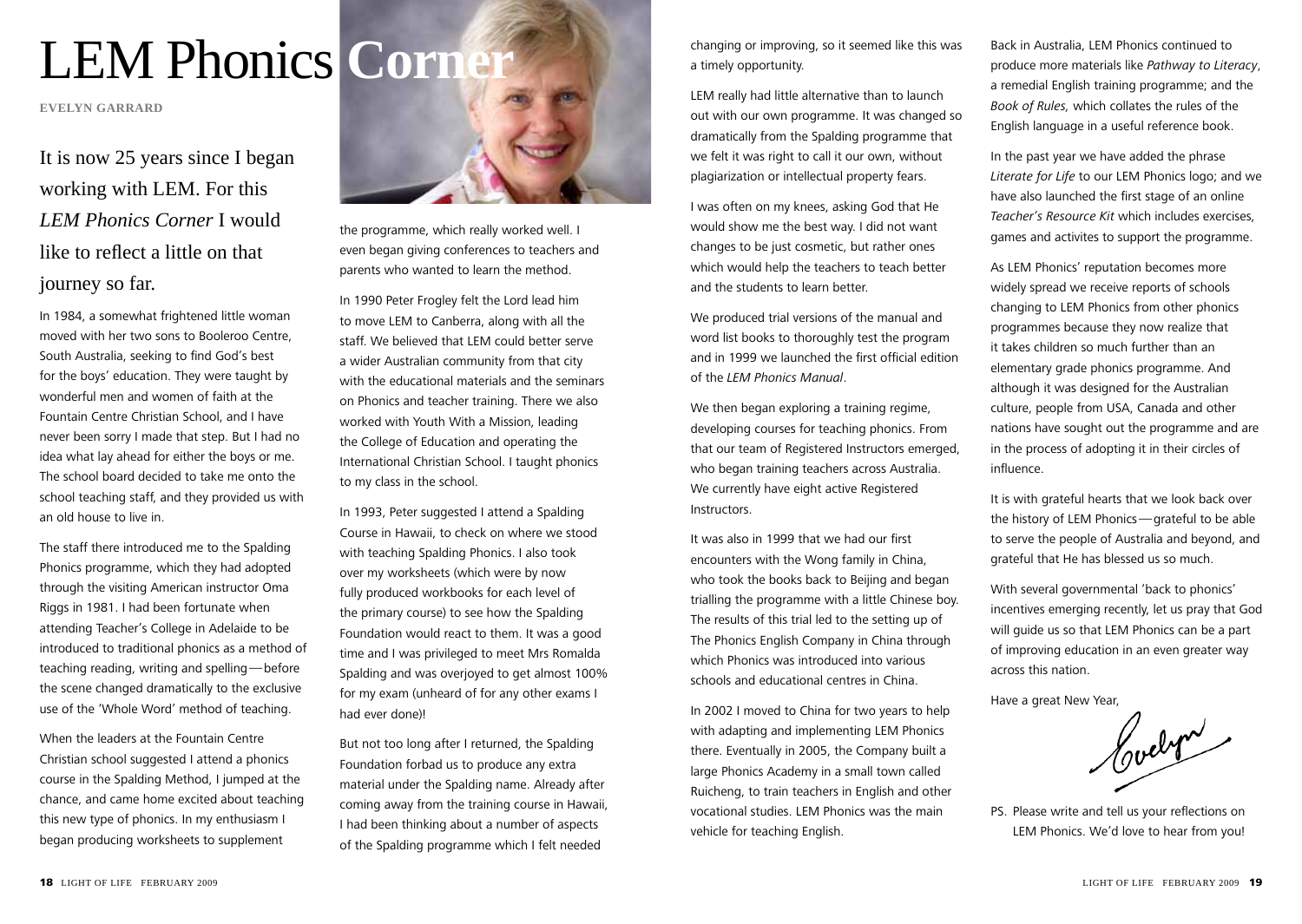# LEM Phonics Corner

**EVELYN GARRARD**

## It is now 25 years since I began working with LEM. For this *LEM Phonics Corner* I would like to reflect a little on that journey so far.

In 1984, a somewhat frightened little woman moved with her two sons to Booleroo Centre, South Australia, seeking to find God's best for the boys' education. They were taught by wonderful men and women of faith at the Fountain Centre Christian School, and I have never been sorry I made that step. But I had no idea what lay ahead for either the boys or me. The school board decided to take me onto the school teaching staff, and they provided us with an old house to live in.

The staff there introduced me to the Spalding Phonics programme, which they had adopted through the visiting American instructor Oma Riggs in 1981. I had been fortunate when attending Teacher's College in Adelaide to be introduced to traditional phonics as a method of teaching reading, writing and spelling — before the scene changed dramatically to the exclusive use of the 'Whole Word' method of teaching.

When the leaders at the Fountain Centre Christian school suggested I attend a phonics course in the Spalding Method, I jumped at the chance, and came home excited about teaching this new type of phonics. In my enthusiasm I began producing worksheets to supplement the programme, which really worked well. I even began giving conferences to teachers and parents who wanted to learn the method.

In 1990 Peter Frogley felt the Lord lead him to move LEM to Canberra, along with all the staff. We believed that LEM could better serve a wider Australian community from that city with the educational materials and the seminars on Phonics and teacher training. There we also worked with Youth With a Mission, leading the College of Education and operating the International Christian School. I taught phonics to my class in the school.

In 1993, Peter suggested I attend a Spalding Course in Hawaii, to check on where we stood with teaching Spalding Phonics. I also took over my worksheets (which were by now fully produced workbooks for each level of the primary course) to see how the Spalding Foundation would react to them. It was a good time and I was privileged to meet Mrs Romalda Spalding and was overjoyed to get almost 100% for my exam (unheard of for any other exams I had ever done)!

But not too long after I returned, the Spalding Foundation forbad us to produce any extra material under the Spalding name. Already after coming away from the training course in Hawaii, I had been thinking about a number of aspects of the Spalding programme which I felt needed changing or improving, so it seemed like this was a timely opportunity.

LEM really had little alternative than to launch out with our own programme. It was changed so dramatically from the Spalding programme that we felt it was right to call it our own, without plagiarization or intellectual property fears.

I was often on my knees, asking God that He would show me the best way. I did not want changes to be just cosmetic, but rather ones which would help the teachers to teach better and the students to learn better.

We produced trial versions of the manual and word list books to thoroughly test the program and in 1999 we launched the first official edition of the *LEM Phonics Manual*.

We then began exploring a training regime, developing courses for teaching phonics. From that our team of Registered Instructors emerged, who began training teachers across Australia. We currently have eight active Registered Instructors.

It was also in 1999 that we had our first encounters with the Wong family in China, who took the books back to Beijing and began trialling the programme with a little Chinese boy. The results of this trial led to the setting up of The Phonics English Company in China through which Phonics was introduced into various schools and educational centres in China.

In 2002 I moved to China for two years to help with adapting and implementing LEM Phonics there. Eventually in 2005, the Company built a large Phonics Academy in a small town called Ruicheng, to train teachers in English and other vocational studies. LEM Phonics was the main vehicle for teaching English.

Back in Australia, LEM Phonics continued to produce more materials like *Pathway to Literacy*, a remedial English training programme; and the *Book of Rules,* which collates the rules of the English language in a useful reference book.

In the past year we have added the phrase *Literate for Life* to our LEM Phonics logo; and we have also launched the first stage of an online *Teacher's Resource Kit* which includes exercises, games and activites to support the programme.

As LEM Phonics' reputation becomes more widely spread we receive reports of schools changing to LEM Phonics from other phonics programmes because they now realize that it takes children so much further than an elementary grade phonics programme. And although it was designed for the Australian culture, people from USA, Canada and other nations have sought out the programme and are in the process of adopting it in their circles of influence.

It is with grateful hearts that we look back over the history of LEM Phonics — grateful to be able to serve the people of Australia and beyond, and grateful that He has blessed us so much.

With several governmental 'back to phonics' incentives emerging recently, let us pray that God will guide us so that LEM Phonics can be a part of improving education in an even greater way across this nation.

Have a great New Year,

Evelyn

PS. Please write and tell us your reflections on LEM Phonics. We'd love to hear from you!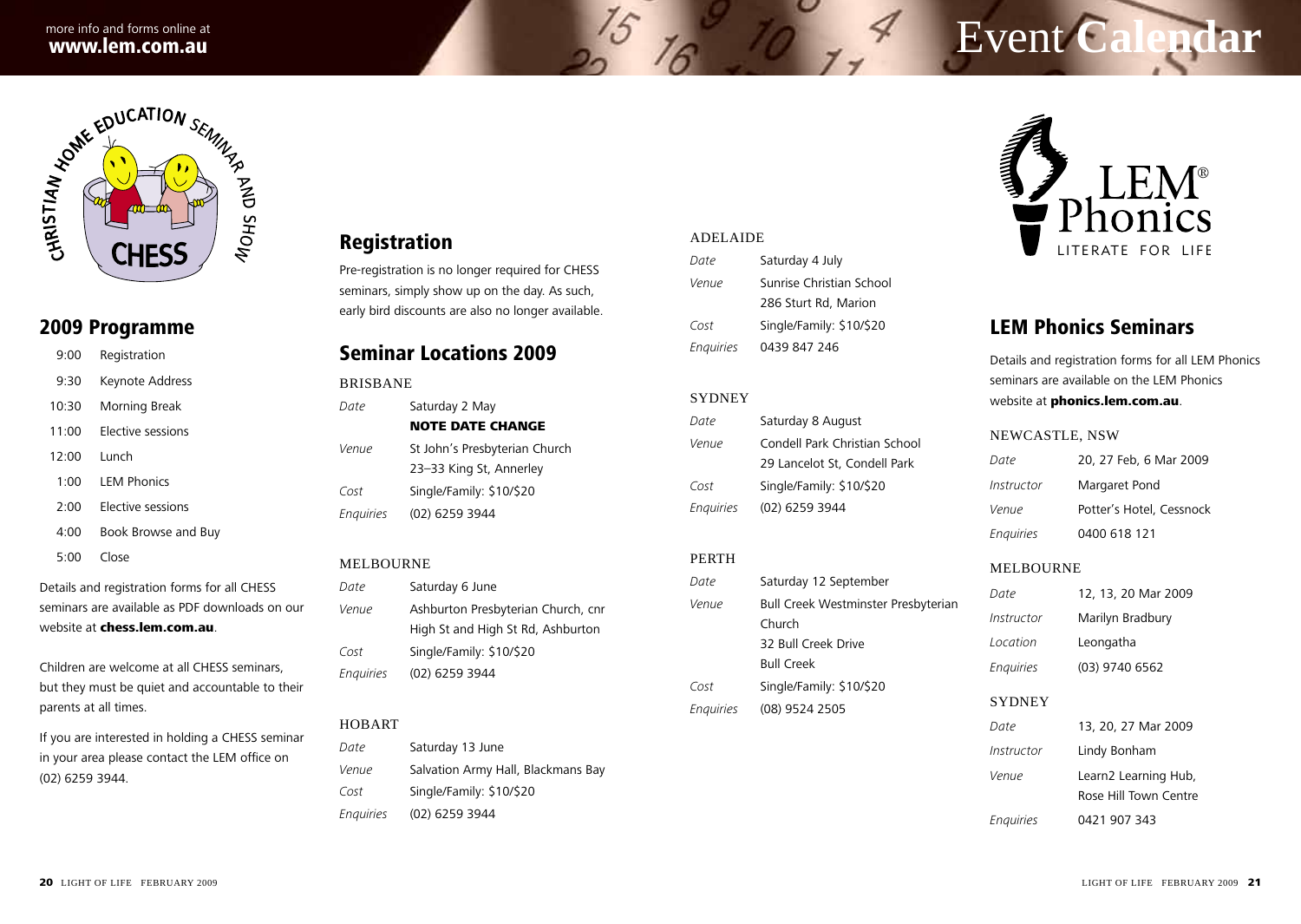more info and forms online at
**www.lem.com.au**

# Event Calendar

CHRISTIAN HOME EDUCATION SEMINAR AND SHOW

CHESS

## 2009 Programme

| | |
|---|---|
| 9:00 | Registration |
| 9:30 | Keynote Address |
| 10:30 | Morning Break |
| 11:00 | Elective sessions |
| 12:00 | Lunch |
| 1:00 | LEM Phonics |
| 2:00 | Elective sessions |
| 4:00 | Book Browse and Buy |
| 5:00 | Close |

Details and registration forms for all CHESS seminars are available as PDF downloads on our website at **chess.lem.com.au**.

Children are welcome at all CHESS seminars, but they must be quiet and accountable to their parents at all times.

If you are interested in holding a CHESS seminar in your area please contact the LEM office on (02) 6259 3944.

## Registration

Pre-registration is no longer required for CHESS seminars, simply show up on the day. As such, early bird discounts are also no longer available.

## Seminar Locations 2009

### BRISBANE

| | |
|---|---|
| *Date* | Saturday 2 May<br>**NOTE DATE CHANGE** |
| *Venue* | St John's Presbyterian Church<br>23–33 King St, Annerley |
| *Cost* | Single/Family: $10/$20 |
| *Enquiries* | (02) 6259 3944 |

### MELBOURNE

| | |
|---|---|
| *Date* | Saturday 6 June |
| *Venue* | Ashburton Presbyterian Church, cnr High St and High St Rd, Ashburton |
| *Cost* | Single/Family: $10/$20 |
| *Enquiries* | (02) 6259 3944 |

### HOBART

| | |
|---|---|
| *Date* | Saturday 13 June |
| *Venue* | Salvation Army Hall, Blackmans Bay |
| *Cost* | Single/Family: $10/$20 |
| *Enquiries* | (02) 6259 3944 |

### ADELAIDE

| | |
|---|---|
| *Date* | Saturday 4 July |
| *Venue* | Sunrise Christian School<br>286 Sturt Rd, Marion |
| *Cost* | Single/Family: $10/$20 |
| *Enquiries* | 0439 847 246 |

### SYDNEY

| | |
|---|---|
| *Date* | Saturday 8 August |
| *Venue* | Condell Park Christian School<br>29 Lancelot St, Condell Park |
| *Cost* | Single/Family: $10/$20 |
| *Enquiries* | (02) 6259 3944 |

### PERTH

| | |
|---|---|
| *Date* | Saturday 12 September |
| *Venue* | Bull Creek Westminster Presbyterian Church<br>32 Bull Creek Drive<br>Bull Creek |
| *Cost* | Single/Family: $10/$20 |
| *Enquiries* | (08) 9524 2505 |

LEM® Phonics
LITERATE FOR LIFE

## LEM Phonics Seminars

Details and registration forms for all LEM Phonics seminars are available on the LEM Phonics website at **phonics.lem.com.au**.

### NEWCASTLE, NSW

| | |
|---|---|
| *Date* | 20, 27 Feb, 6 Mar 2009 |
| *Instructor* | Margaret Pond |
| *Venue* | Potter's Hotel, Cessnock |
| *Enquiries* | 0400 618 121 |

### MELBOURNE

| | |
|---|---|
| *Date* | 12, 13, 20 Mar 2009 |
| *Instructor* | Marilyn Bradbury |
| *Location* | Leongatha |
| *Enquiries* | (03) 9740 6562 |

### SYDNEY

| | |
|---|---|
| *Date* | 13, 20, 27 Mar 2009 |
| *Instructor* | Lindy Bonham |
| *Venue* | Learn2 Learning Hub,<br>Rose Hill Town Centre |
| *Enquiries* | 0421 907 343 |